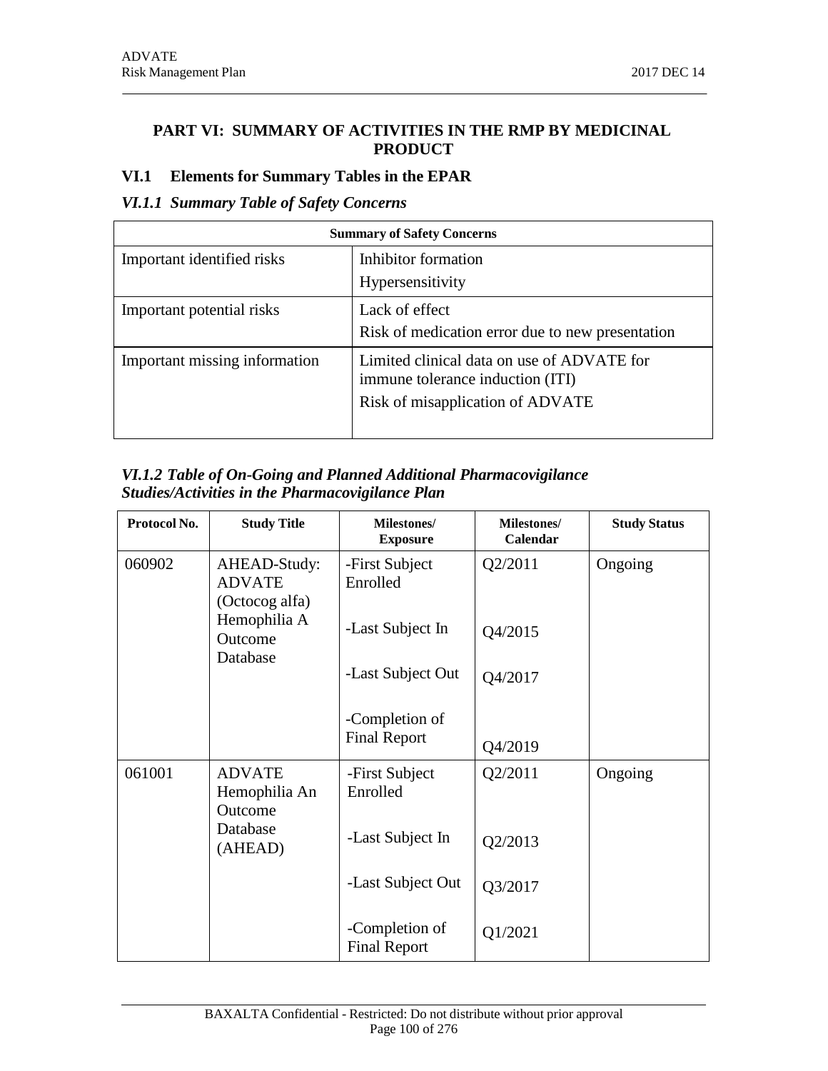# PART VI: SUMMARY OF ACTIVITIES IN THE RMP BY MEDICINAL PRODUCT

## VI.1 Elements for Summary Tables in the EPAR

### *VI.1.1 Summary Table of Safety Concerns*

| Summary of Safety Concerns | |
|---|---|
| Important identified risks | Inhibitor formation<br>Hypersensitivity |
| Important potential risks | Lack of effect<br>Risk of medication error due to new presentation |
| Important missing information | Limited clinical data on use of ADVATE for immune tolerance induction (ITI)<br>Risk of misapplication of ADVATE |

### *VI.1.2 Table of On-Going and Planned Additional Pharmacovigilance Studies/Activities in the Pharmacovigilance Plan*

| Protocol No. | Study Title | Milestones/ Exposure | Milestones/ Calendar | Study Status |
|---|---|---|---|---|
| 060902 | AHEAD-Study: ADVATE (Octocog alfa) Hemophilia A Outcome Database | -First Subject Enrolled<br>-Last Subject In<br>-Last Subject Out<br>-Completion of Final Report | Q2/2011<br>Q4/2015<br>Q4/2017<br>Q4/2019 | Ongoing |
| 061001 | ADVATE Hemophilia An Outcome Database (AHEAD) | -First Subject Enrolled<br>-Last Subject In<br>-Last Subject Out<br>-Completion of Final Report | Q2/2011<br>Q2/2013<br>Q3/2017<br>Q1/2021 | Ongoing |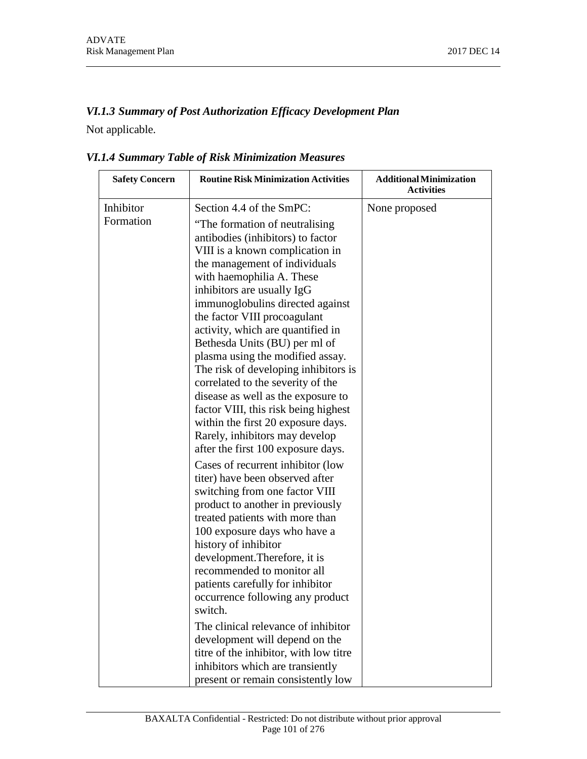### *VI.1.3 Summary of Post Authorization Efficacy Development Plan*

Not applicable.

### *VI.1.4 Summary Table of Risk Minimization Measures*

| Safety Concern | Routine Risk Minimization Activities | Additional Minimization Activities |
|---|---|---|
| Inhibitor Formation | Section 4.4 of the SmPC:<br><br>"The formation of neutralising antibodies (inhibitors) to factor VIII is a known complication in the management of individuals with haemophilia A. These inhibitors are usually IgG immunoglobulins directed against the factor VIII procoagulant activity, which are quantified in Bethesda Units (BU) per ml of plasma using the modified assay. The risk of developing inhibitors is correlated to the severity of the disease as well as the exposure to factor VIII, this risk being highest within the first 20 exposure days. Rarely, inhibitors may develop after the first 100 exposure days.<br><br>Cases of recurrent inhibitor (low titer) have been observed after switching from one factor VIII product to another in previously treated patients with more than 100 exposure days who have a history of inhibitor development.Therefore, it is recommended to monitor all patients carefully for inhibitor occurrence following any product switch.<br><br>The clinical relevance of inhibitor development will depend on the titre of the inhibitor, with low titre inhibitors which are transiently present or remain consistently low | None proposed |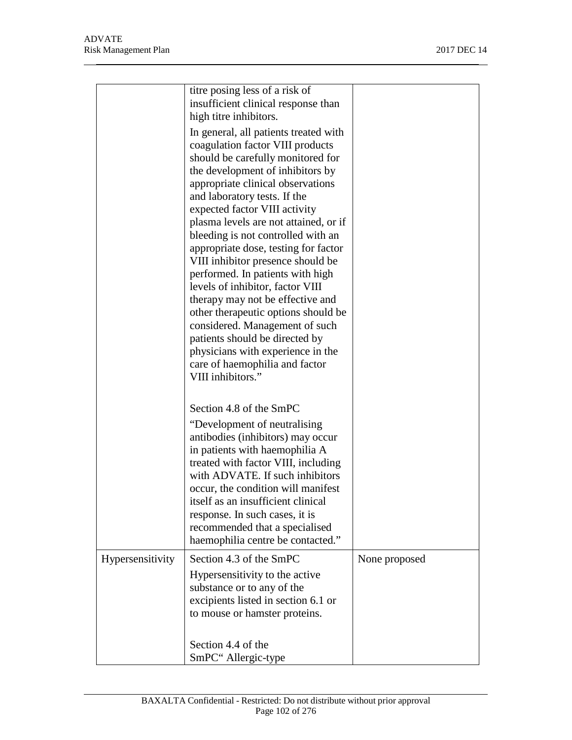| | | |
|---|---|---|
| | titre posing less of a risk of insufficient clinical response than high titre inhibitors.<br><br>In general, all patients treated with coagulation factor VIII products should be carefully monitored for the development of inhibitors by appropriate clinical observations and laboratory tests. If the expected factor VIII activity plasma levels are not attained, or if bleeding is not controlled with an appropriate dose, testing for factor VIII inhibitor presence should be performed. In patients with high levels of inhibitor, factor VIII therapy may not be effective and other therapeutic options should be considered. Management of such patients should be directed by physicians with experience in the care of haemophilia and factor VIII inhibitors."<br><br>Section 4.8 of the SmPC<br><br>"Development of neutralising antibodies (inhibitors) may occur in patients with haemophilia A treated with factor VIII, including with ADVATE. If such inhibitors occur, the condition will manifest itself as an insufficient clinical response. In such cases, it is recommended that a specialised haemophilia centre be contacted." | |
| Hypersensitivity | Section 4.3 of the SmPC<br><br>Hypersensitivity to the active substance or to any of the excipients listed in section 6.1 or to mouse or hamster proteins.<br><br>Section 4.4 of the SmPC" Allergic-type | None proposed |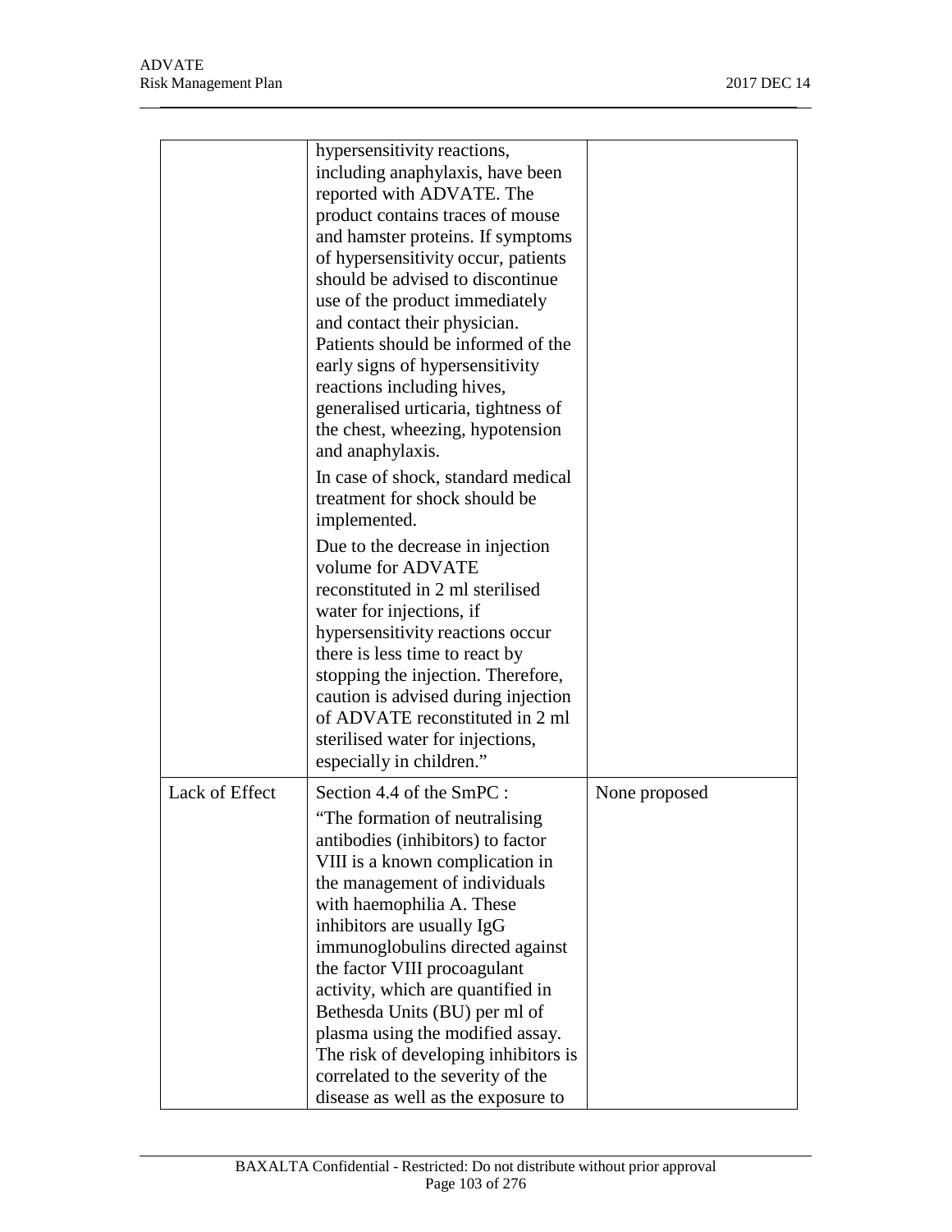| | | |
|---|---|---|
| | hypersensitivity reactions, including anaphylaxis, have been reported with ADVATE. The product contains traces of mouse and hamster proteins. If symptoms of hypersensitivity occur, patients should be advised to discontinue use of the product immediately and contact their physician. Patients should be informed of the early signs of hypersensitivity reactions including hives, generalised urticaria, tightness of the chest, wheezing, hypotension and anaphylaxis.<br><br>In case of shock, standard medical treatment for shock should be implemented.<br><br>Due to the decrease in injection volume for ADVATE reconstituted in 2 ml sterilised water for injections, if hypersensitivity reactions occur there is less time to react by stopping the injection. Therefore, caution is advised during injection of ADVATE reconstituted in 2 ml sterilised water for injections, especially in children." | |
| Lack of Effect | Section 4.4 of the SmPC :<br><br>"The formation of neutralising antibodies (inhibitors) to factor VIII is a known complication in the management of individuals with haemophilia A. These inhibitors are usually IgG immunoglobulins directed against the factor VIII procoagulant activity, which are quantified in Bethesda Units (BU) per ml of plasma using the modified assay. The risk of developing inhibitors is correlated to the severity of the disease as well as the exposure to | None proposed |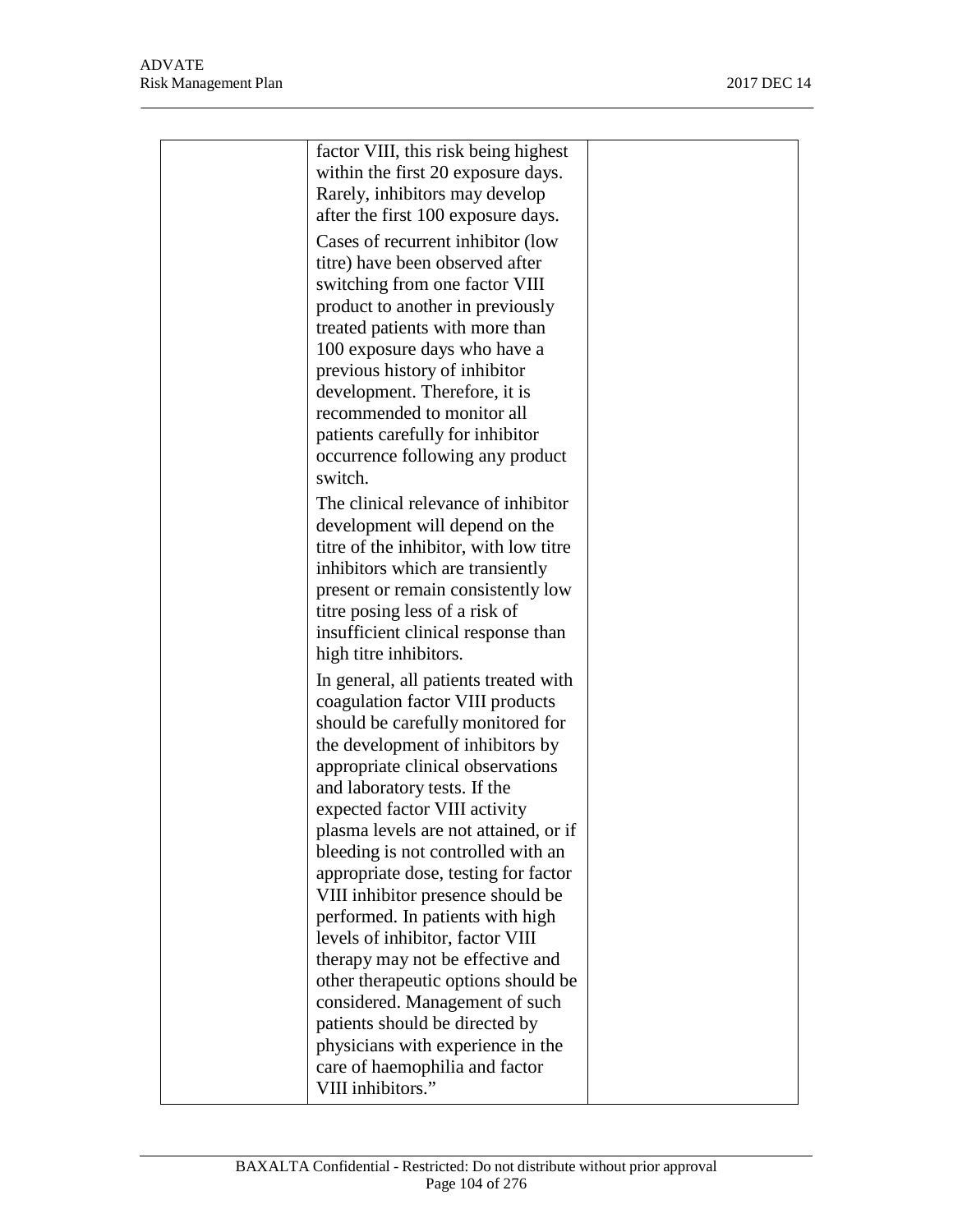| | | |
|---|---|---|
| | factor VIII, this risk being highest within the first 20 exposure days. Rarely, inhibitors may develop after the first 100 exposure days.<br><br>Cases of recurrent inhibitor (low titre) have been observed after switching from one factor VIII product to another in previously treated patients with more than 100 exposure days who have a previous history of inhibitor development. Therefore, it is recommended to monitor all patients carefully for inhibitor occurrence following any product switch.<br><br>The clinical relevance of inhibitor development will depend on the titre of the inhibitor, with low titre inhibitors which are transiently present or remain consistently low titre posing less of a risk of insufficient clinical response than high titre inhibitors.<br><br>In general, all patients treated with coagulation factor VIII products should be carefully monitored for the development of inhibitors by appropriate clinical observations and laboratory tests. If the expected factor VIII activity plasma levels are not attained, or if bleeding is not controlled with an appropriate dose, testing for factor VIII inhibitor presence should be performed. In patients with high levels of inhibitor, factor VIII therapy may not be effective and other therapeutic options should be considered. Management of such patients should be directed by physicians with experience in the care of haemophilia and factor VIII inhibitors." | |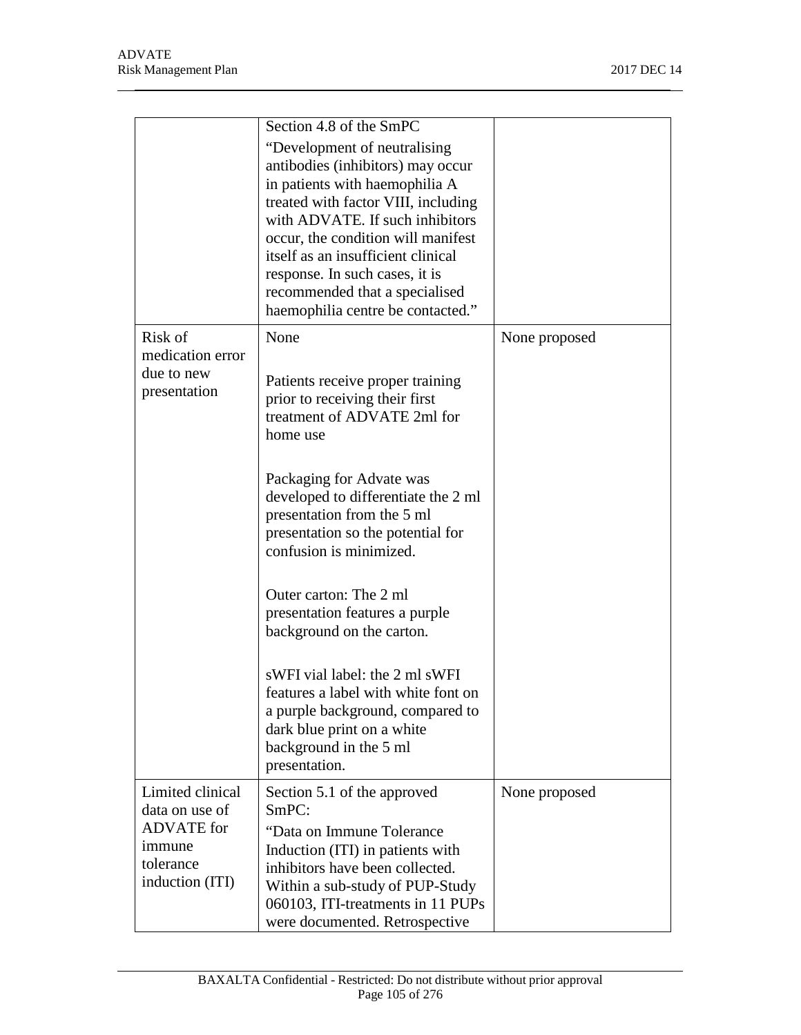| | | |
|---|---|---|
| | Section 4.8 of the SmPC<br><br>"Development of neutralising antibodies (inhibitors) may occur in patients with haemophilia A treated with factor VIII, including with ADVATE. If such inhibitors occur, the condition will manifest itself as an insufficient clinical response. In such cases, it is recommended that a specialised haemophilia centre be contacted." | |
| Risk of medication error due to new presentation | None<br><br>Patients receive proper training prior to receiving their first treatment of ADVATE 2ml for home use<br><br>Packaging for Advate was developed to differentiate the 2 ml presentation from the 5 ml presentation so the potential for confusion is minimized.<br><br>Outer carton: The 2 ml presentation features a purple background on the carton.<br><br>sWFI vial label: the 2 ml sWFI features a label with white font on a purple background, compared to dark blue print on a white background in the 5 ml presentation. | None proposed |
| Limited clinical data on use of ADVATE for immune tolerance induction (ITI) | Section 5.1 of the approved SmPC:<br><br>"Data on Immune Tolerance Induction (ITI) in patients with inhibitors have been collected. Within a sub-study of PUP-Study 060103, ITI-treatments in 11 PUPs were documented. Retrospective | None proposed |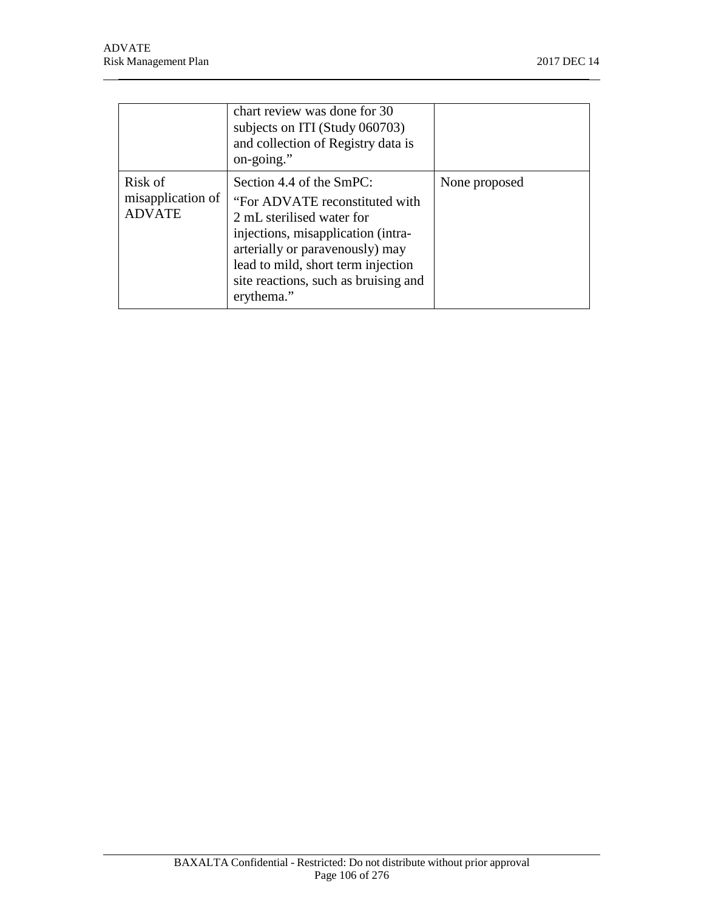| | | |
|---|---|---|
| | chart review was done for 30 subjects on ITI (Study 060703) and collection of Registry data is on-going." | |
| Risk of misapplication of ADVATE | Section 4.4 of the SmPC: "For ADVATE reconstituted with 2 mL sterilised water for injections, misapplication (intra-arterially or paravenously) may lead to mild, short term injection site reactions, such as bruising and erythema." | None proposed |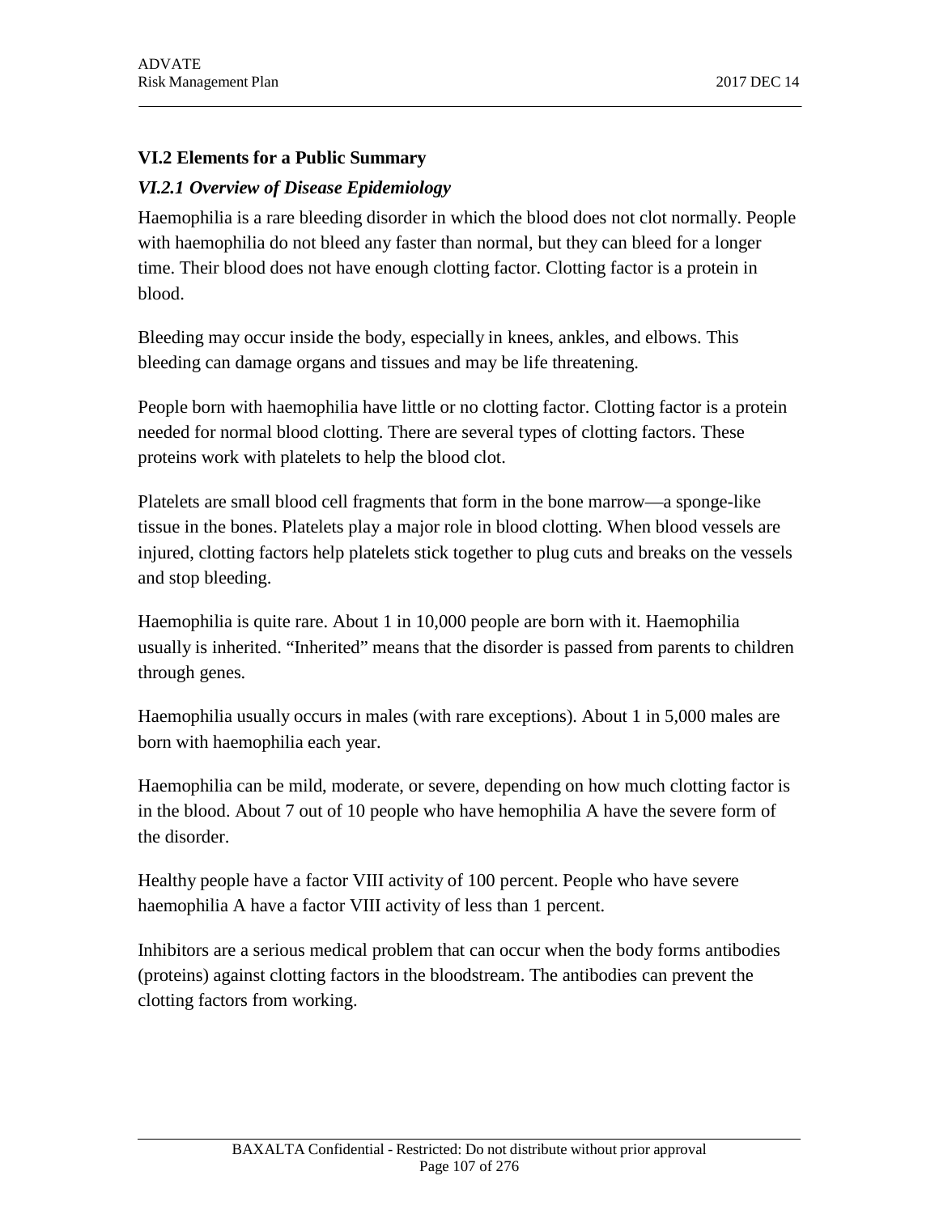## VI.2 Elements for a Public Summary

### *VI.2.1 Overview of Disease Epidemiology*

Haemophilia is a rare bleeding disorder in which the blood does not clot normally. People with haemophilia do not bleed any faster than normal, but they can bleed for a longer time. Their blood does not have enough clotting factor. Clotting factor is a protein in blood.

Bleeding may occur inside the body, especially in knees, ankles, and elbows. This bleeding can damage organs and tissues and may be life threatening.

People born with haemophilia have little or no clotting factor. Clotting factor is a protein needed for normal blood clotting. There are several types of clotting factors. These proteins work with platelets to help the blood clot.

Platelets are small blood cell fragments that form in the bone marrow—a sponge-like tissue in the bones. Platelets play a major role in blood clotting. When blood vessels are injured, clotting factors help platelets stick together to plug cuts and breaks on the vessels and stop bleeding.

Haemophilia is quite rare. About 1 in 10,000 people are born with it. Haemophilia usually is inherited. "Inherited" means that the disorder is passed from parents to children through genes.

Haemophilia usually occurs in males (with rare exceptions). About 1 in 5,000 males are born with haemophilia each year.

Haemophilia can be mild, moderate, or severe, depending on how much clotting factor is in the blood. About 7 out of 10 people who have hemophilia A have the severe form of the disorder.

Healthy people have a factor VIII activity of 100 percent. People who have severe haemophilia A have a factor VIII activity of less than 1 percent.

Inhibitors are a serious medical problem that can occur when the body forms antibodies (proteins) against clotting factors in the bloodstream. The antibodies can prevent the clotting factors from working.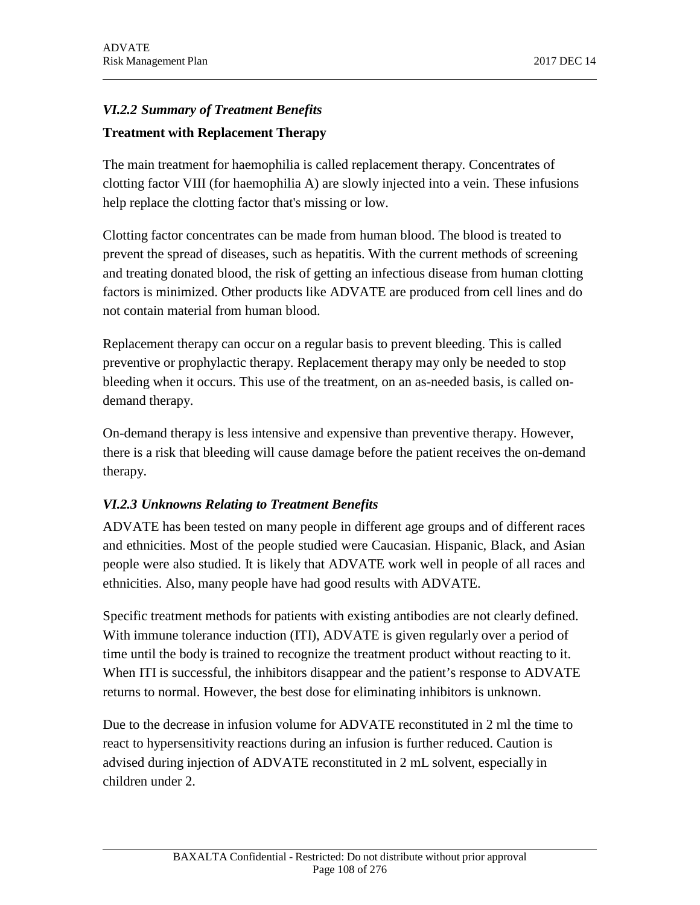### *VI.2.2 Summary of Treatment Benefits*

**Treatment with Replacement Therapy**

The main treatment for haemophilia is called replacement therapy. Concentrates of clotting factor VIII (for haemophilia A) are slowly injected into a vein. These infusions help replace the clotting factor that's missing or low.

Clotting factor concentrates can be made from human blood. The blood is treated to prevent the spread of diseases, such as hepatitis. With the current methods of screening and treating donated blood, the risk of getting an infectious disease from human clotting factors is minimized. Other products like ADVATE are produced from cell lines and do not contain material from human blood.

Replacement therapy can occur on a regular basis to prevent bleeding. This is called preventive or prophylactic therapy. Replacement therapy may only be needed to stop bleeding when it occurs. This use of the treatment, on an as-needed basis, is called on-demand therapy.

On-demand therapy is less intensive and expensive than preventive therapy. However, there is a risk that bleeding will cause damage before the patient receives the on-demand therapy.

### *VI.2.3 Unknowns Relating to Treatment Benefits*

ADVATE has been tested on many people in different age groups and of different races and ethnicities. Most of the people studied were Caucasian. Hispanic, Black, and Asian people were also studied. It is likely that ADVATE work well in people of all races and ethnicities. Also, many people have had good results with ADVATE.

Specific treatment methods for patients with existing antibodies are not clearly defined. With immune tolerance induction (ITI), ADVATE is given regularly over a period of time until the body is trained to recognize the treatment product without reacting to it. When ITI is successful, the inhibitors disappear and the patient's response to ADVATE returns to normal. However, the best dose for eliminating inhibitors is unknown.

Due to the decrease in infusion volume for ADVATE reconstituted in 2 ml the time to react to hypersensitivity reactions during an infusion is further reduced. Caution is advised during injection of ADVATE reconstituted in 2 mL solvent, especially in children under 2.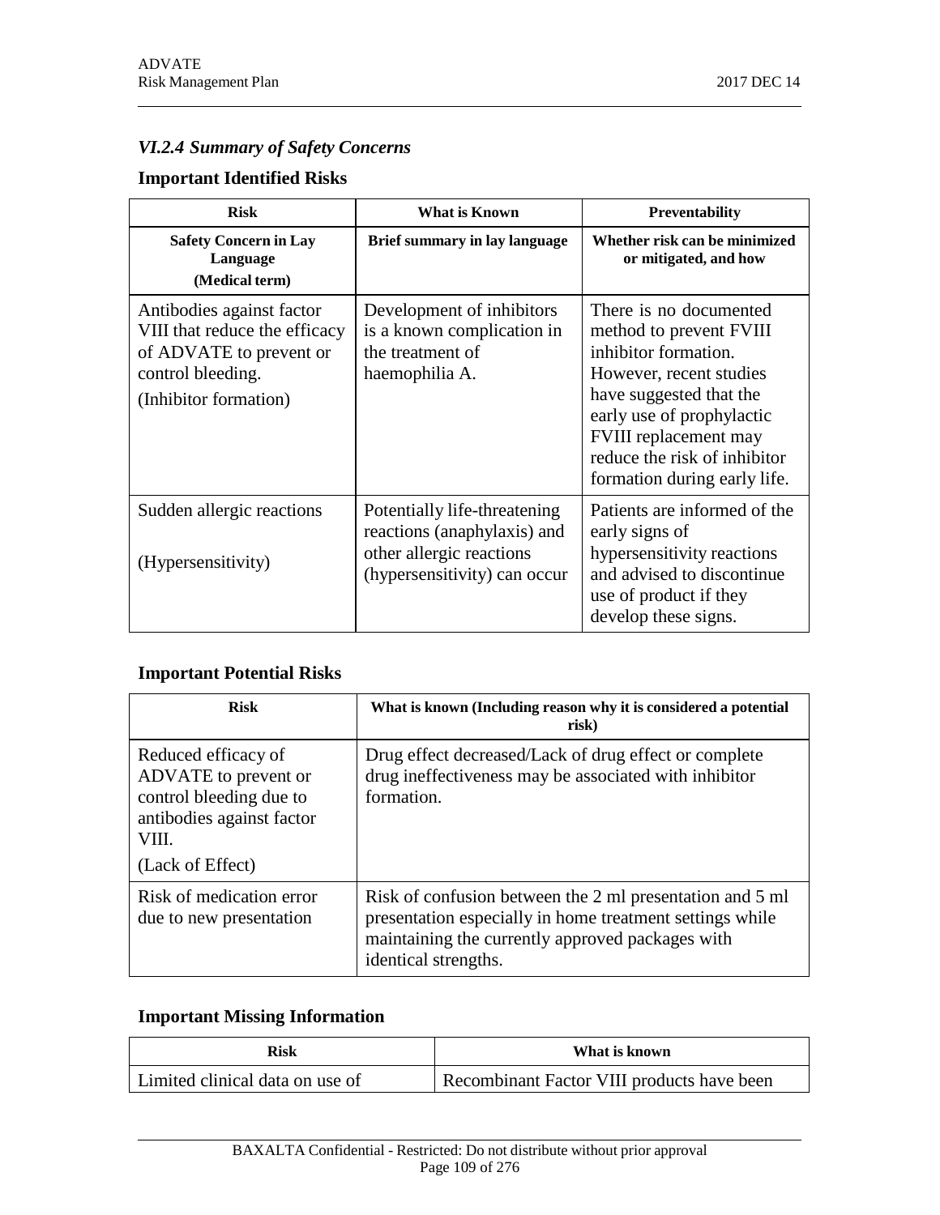### *VI.2.4 Summary of Safety Concerns*

#### Important Identified Risks

| Risk | What is Known | Preventability |
|---|---|---|
| **Safety Concern in Lay Language (Medical term)** | **Brief summary in lay language** | **Whether risk can be minimized or mitigated, and how** |
| Antibodies against factor VIII that reduce the efficacy of ADVATE to prevent or control bleeding. (Inhibitor formation) | Development of inhibitors is a known complication in the treatment of haemophilia A. | There is no documented method to prevent FVIII inhibitor formation. However, recent studies have suggested that the early use of prophylactic FVIII replacement may reduce the risk of inhibitor formation during early life. |
| Sudden allergic reactions (Hypersensitivity) | Potentially life-threatening reactions (anaphylaxis) and other allergic reactions (hypersensitivity) can occur | Patients are informed of the early signs of hypersensitivity reactions and advised to discontinue use of product if they develop these signs. |

#### Important Potential Risks

| Risk | What is known (Including reason why it is considered a potential risk) |
|---|---|
| Reduced efficacy of ADVATE to prevent or control bleeding due to antibodies against factor VIII. (Lack of Effect) | Drug effect decreased/Lack of drug effect or complete drug ineffectiveness may be associated with inhibitor formation. |
| Risk of medication error due to new presentation | Risk of confusion between the 2 ml presentation and 5 ml presentation especially in home treatment settings while maintaining the currently approved packages with identical strengths. |

#### Important Missing Information

| Risk | What is known |
|---|---|
| Limited clinical data on use of | Recombinant Factor VIII products have been |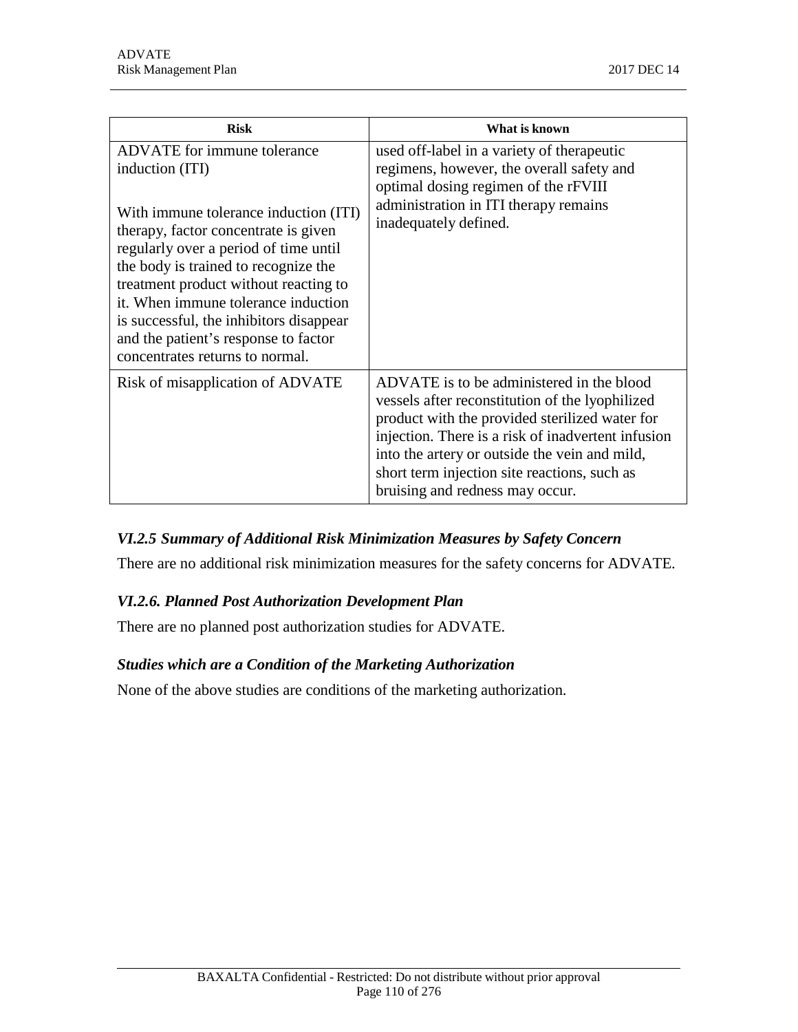| Risk | What is known |
| --- | --- |
| ADVATE for immune tolerance induction (ITI)<br><br>With immune tolerance induction (ITI) therapy, factor concentrate is given regularly over a period of time until the body is trained to recognize the treatment product without reacting to it. When immune tolerance induction is successful, the inhibitors disappear and the patient's response to factor concentrates returns to normal. | used off-label in a variety of therapeutic regimens, however, the overall safety and optimal dosing regimen of the rFVIII administration in ITI therapy remains inadequately defined. |
| Risk of misapplication of ADVATE | ADVATE is to be administered in the blood vessels after reconstitution of the lyophilized product with the provided sterilized water for injection. There is a risk of inadvertent infusion into the artery or outside the vein and mild, short term injection site reactions, such as bruising and redness may occur. |

### *VI.2.5 Summary of Additional Risk Minimization Measures by Safety Concern*

There are no additional risk minimization measures for the safety concerns for ADVATE.

### *VI.2.6. Planned Post Authorization Development Plan*

There are no planned post authorization studies for ADVATE.

### *Studies which are a Condition of the Marketing Authorization*

None of the above studies are conditions of the marketing authorization.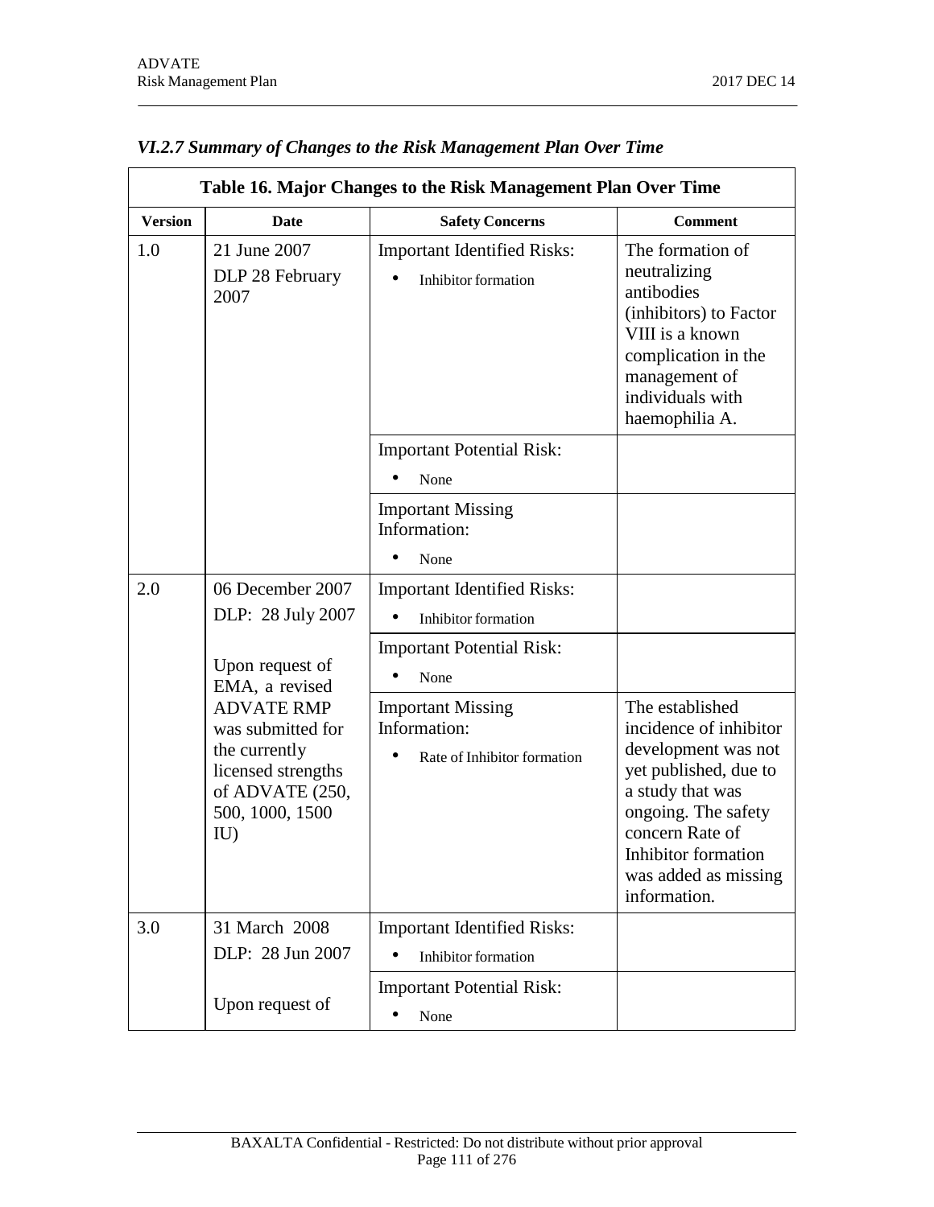### *VI.2.7 Summary of Changes to the Risk Management Plan Over Time*

| Table 16. Major Changes to the Risk Management Plan Over Time | | | |
|---|---|---|---|
| **Version** | **Date** | **Safety Concerns** | **Comment** |
| 1.0 | 21 June 2007<br>DLP 28 February 2007 | Important Identified Risks:<br>• Inhibitor formation | The formation of neutralizing antibodies (inhibitors) to Factor VIII is a known complication in the management of individuals with haemophilia A. |
| | | Important Potential Risk:<br>• None | |
| | | Important Missing Information:<br>• None | |
| 2.0 | 06 December 2007<br>DLP: 28 July 2007<br><br>Upon request of EMA, a revised ADVATE RMP was submitted for the currently licensed strengths of ADVATE (250, 500, 1000, 1500 IU) | Important Identified Risks:<br>• Inhibitor formation | |
| | | Important Potential Risk:<br>• None | |
| | | Important Missing Information:<br>• Rate of Inhibitor formation | The established incidence of inhibitor development was not yet published, due to a study that was ongoing. The safety concern Rate of Inhibitor formation was added as missing information. |
| 3.0 | 31 March 2008<br>DLP: 28 Jun 2007<br><br>Upon request of | Important Identified Risks:<br>• Inhibitor formation | |
| | | Important Potential Risk:<br>• None | |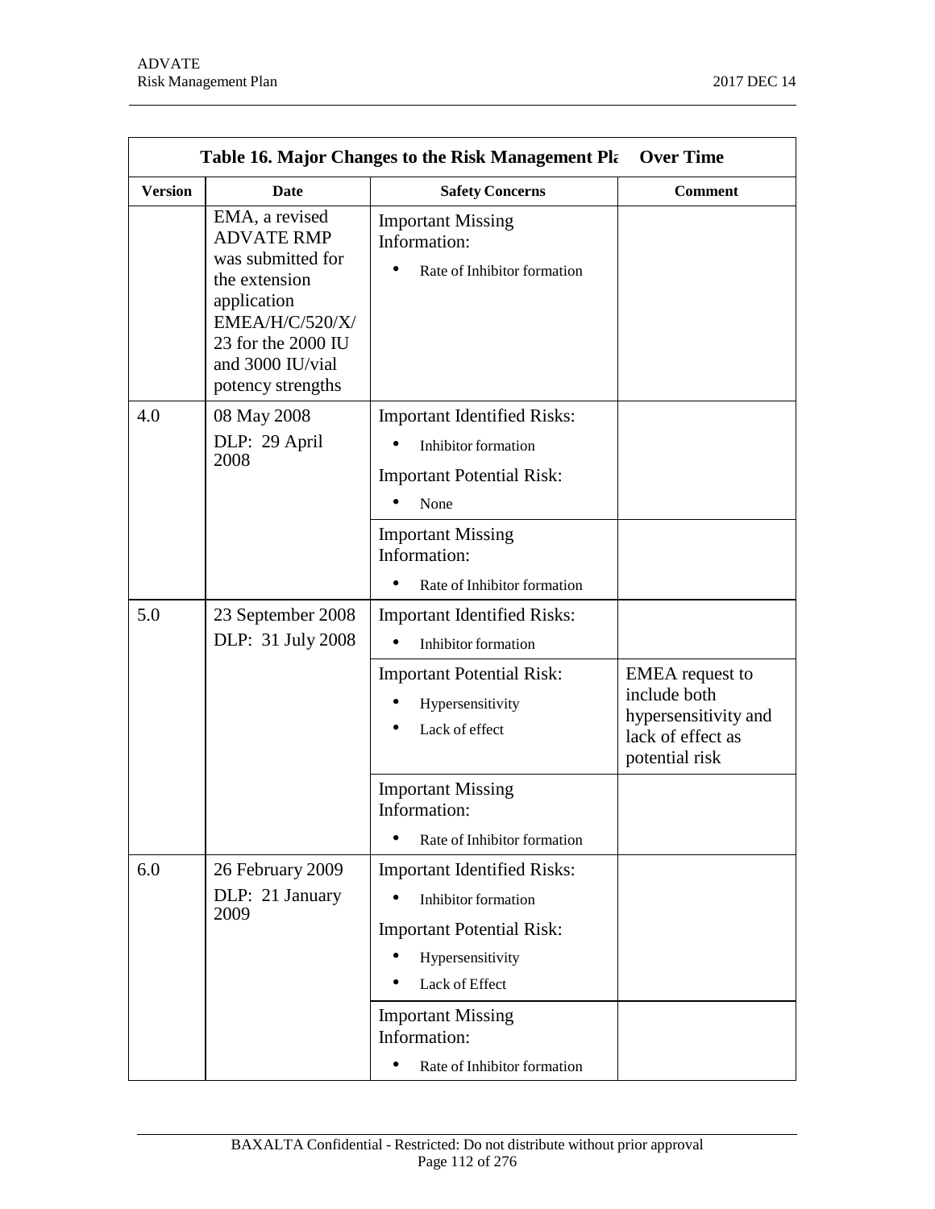| Table 16. Major Changes to the Risk Management Pla Over Time | | | |
|---|---|---|---|
| **Version** | **Date** | **Safety Concerns** | **Comment** |
| | EMA, a revised ADVATE RMP was submitted for the extension application EMEA/H/C/520/X/23 for the 2000 IU and 3000 IU/vial potency strengths | Important Missing Information:<br>• Rate of Inhibitor formation | |
| 4.0 | 08 May 2008<br>DLP: 29 April 2008 | Important Identified Risks:<br>• Inhibitor formation<br>Important Potential Risk:<br>• None | |
| | | Important Missing Information:<br>• Rate of Inhibitor formation | |
| 5.0 | 23 September 2008<br>DLP: 31 July 2008 | Important Identified Risks:<br>• Inhibitor formation | |
| | | Important Potential Risk:<br>• Hypersensitivity<br>• Lack of effect | EMEA request to include both hypersensitivity and lack of effect as potential risk |
| | | Important Missing Information:<br>• Rate of Inhibitor formation | |
| 6.0 | 26 February 2009<br>DLP: 21 January 2009 | Important Identified Risks:<br>• Inhibitor formation<br>Important Potential Risk:<br>• Hypersensitivity<br>• Lack of Effect | |
| | | Important Missing Information:<br>• Rate of Inhibitor formation | |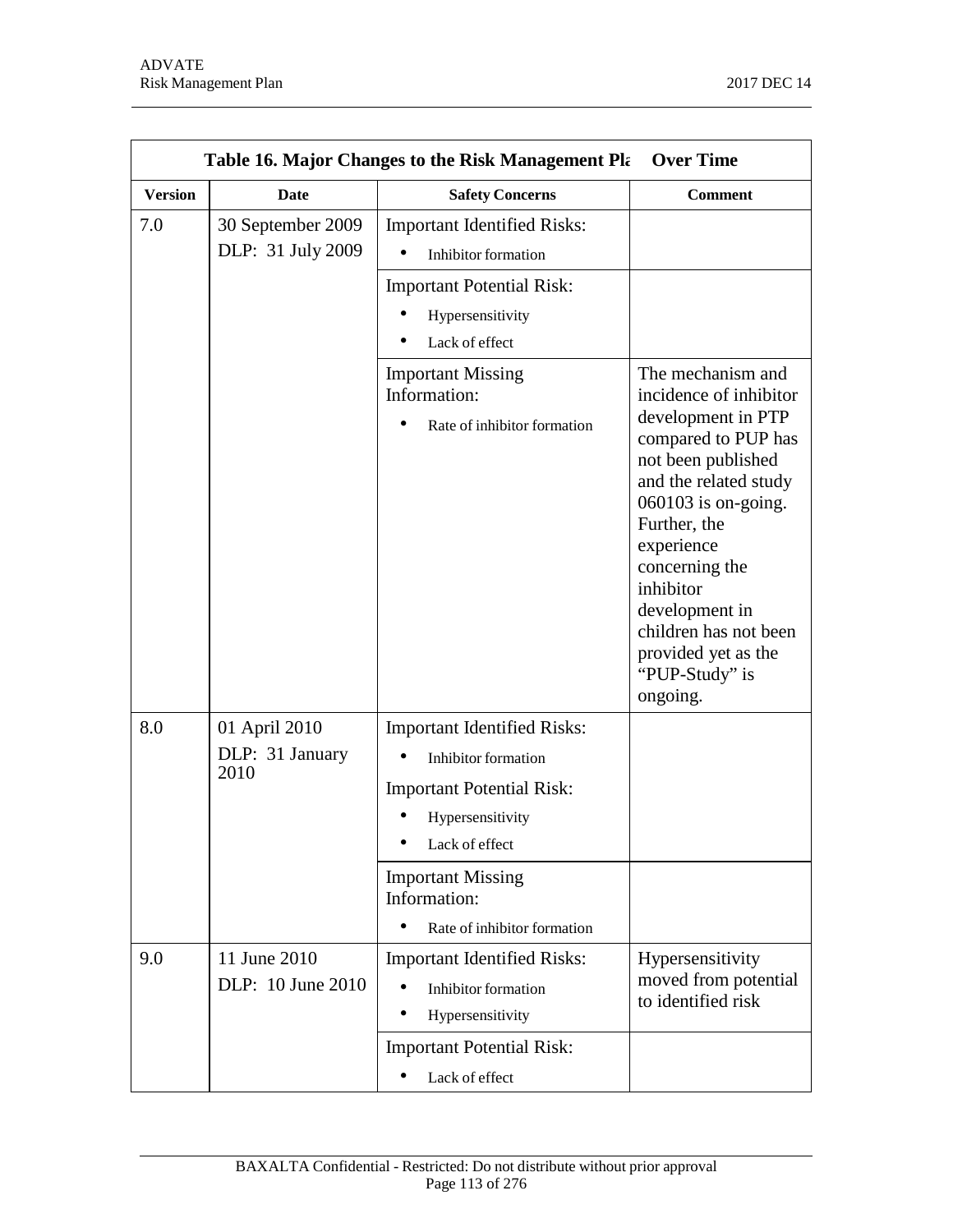| Table 16. Major Changes to the Risk Management Pla Over Time | | | |
|---|---|---|---|
| **Version** | **Date** | **Safety Concerns** | **Comment** |
| 7.0 | 30 September 2009<br>DLP: 31 July 2009 | Important Identified Risks:<br>• Inhibitor formation | |
| | | Important Potential Risk:<br>• Hypersensitivity<br>• Lack of effect | |
| | | Important Missing Information:<br>• Rate of inhibitor formation | The mechanism and incidence of inhibitor development in PTP compared to PUP has not been published and the related study 060103 is on-going. Further, the experience concerning the inhibitor development in children has not been provided yet as the "PUP-Study" is ongoing. |
| 8.0 | 01 April 2010<br>DLP: 31 January 2010 | Important Identified Risks:<br>• Inhibitor formation<br>Important Potential Risk:<br>• Hypersensitivity<br>• Lack of effect | |
| | | Important Missing Information:<br>• Rate of inhibitor formation | |
| 9.0 | 11 June 2010<br>DLP: 10 June 2010 | Important Identified Risks:<br>• Inhibitor formation<br>• Hypersensitivity | Hypersensitivity moved from potential to identified risk |
| | | Important Potential Risk:<br>• Lack of effect | |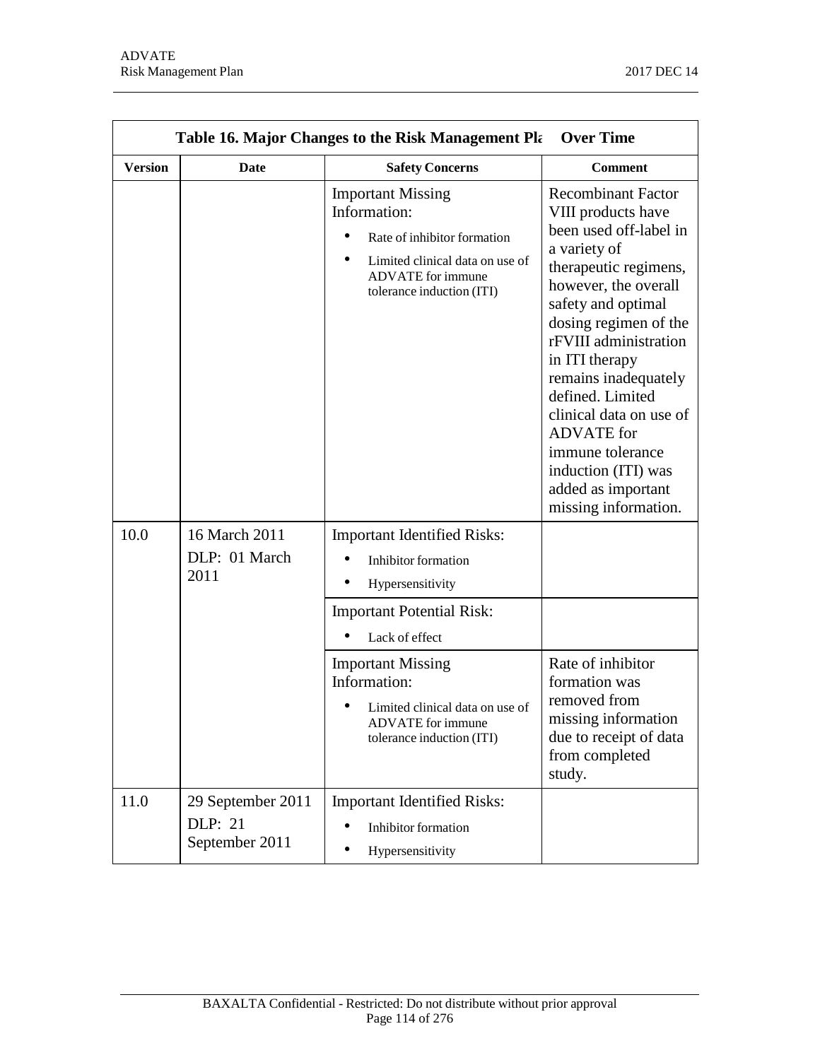| Version | Date | Safety Concerns | Comment |
|---|---|---|---|
| | | Important Missing Information:<br>• Rate of inhibitor formation<br>• Limited clinical data on use of ADVATE for immune tolerance induction (ITI) | Recombinant Factor VIII products have been used off-label in a variety of therapeutic regimens, however, the overall safety and optimal dosing regimen of the rFVIII administration in ITI therapy remains inadequately defined. Limited clinical data on use of ADVATE for immune tolerance induction (ITI) was added as important missing information. |
| 10.0 | 16 March 2011<br>DLP: 01 March 2011 | Important Identified Risks:<br>• Inhibitor formation<br>• Hypersensitivity | |
| | | Important Potential Risk:<br>• Lack of effect | |
| | | Important Missing Information:<br>• Limited clinical data on use of ADVATE for immune tolerance induction (ITI) | Rate of inhibitor formation was removed from missing information due to receipt of data from completed study. |
| 11.0 | 29 September 2011<br>DLP: 21 September 2011 | Important Identified Risks:<br>• Inhibitor formation<br>• Hypersensitivity | |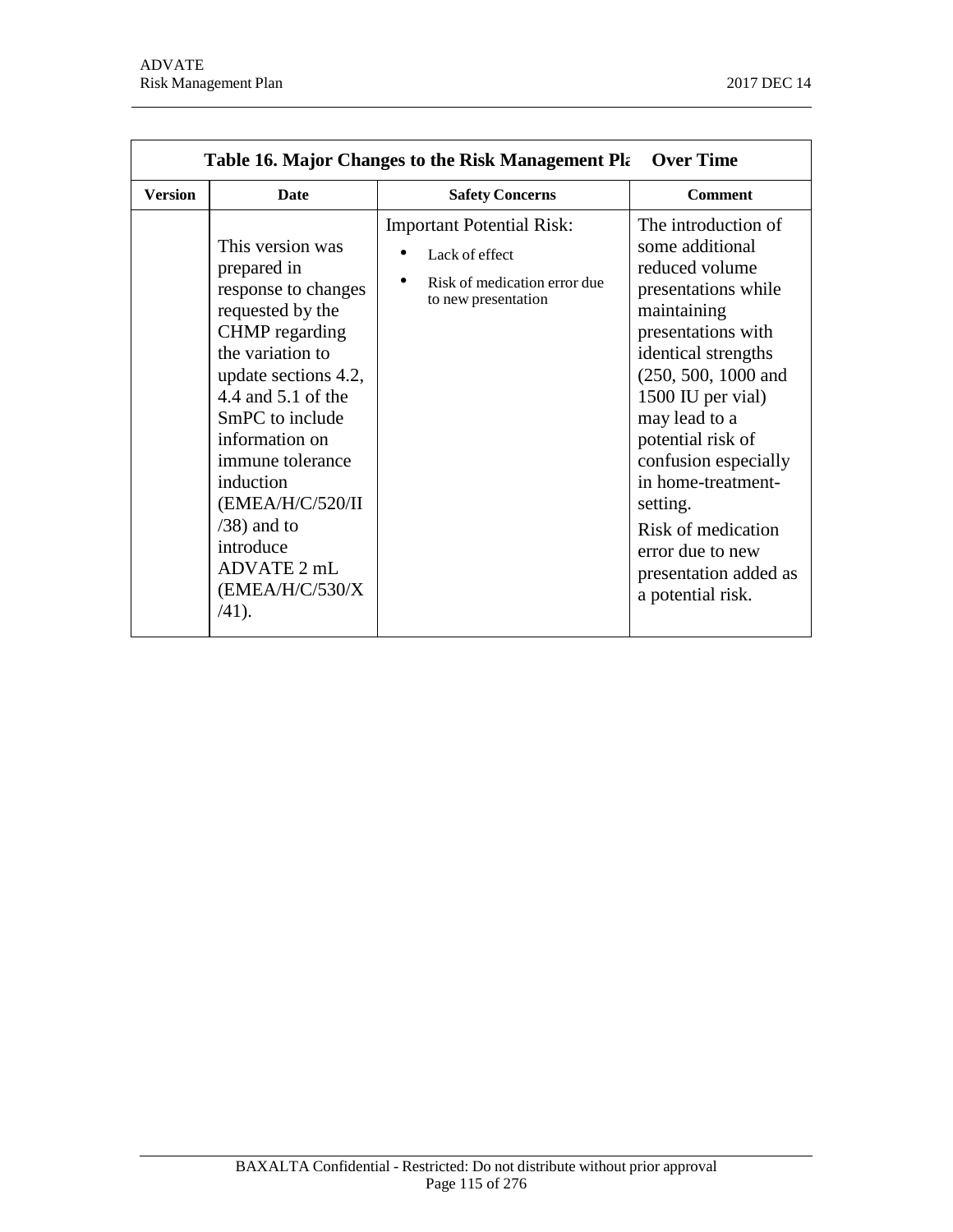**Table 16. Major Changes to the Risk Management Pla Over Time**

| Version | Date | Safety Concerns | Comment |
|---|---|---|---|
| | This version was prepared in response to changes requested by the CHMP regarding the variation to update sections 4.2, 4.4 and 5.1 of the SmPC to include information on immune tolerance induction (EMEA/H/C/520/II/38) and to introduce ADVATE 2 mL (EMEA/H/C/530/X/41). | Important Potential Risk:<br>• Lack of effect<br>• Risk of medication error due to new presentation | The introduction of some additional reduced volume presentations while maintaining presentations with identical strengths (250, 500, 1000 and 1500 IU per vial) may lead to a potential risk of confusion especially in home-treatment-setting.<br>Risk of medication error due to new presentation added as a potential risk. |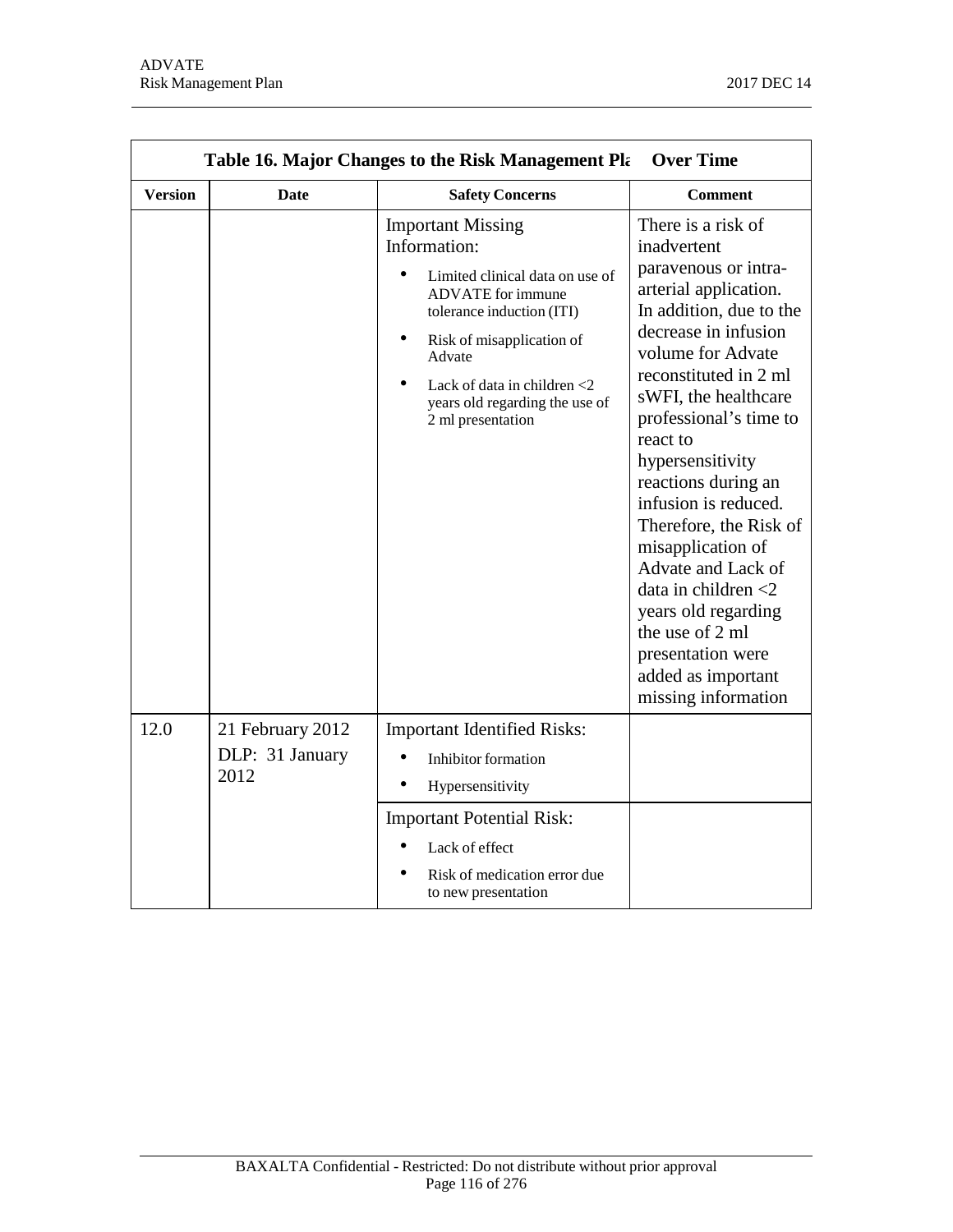**Table 16. Major Changes to the Risk Management Plan Over Time**

| Version | Date | Safety Concerns | Comment |
|---|---|---|---|
| | | Important Missing Information:<br>• Limited clinical data on use of ADVATE for immune tolerance induction (ITI)<br>• Risk of misapplication of Advate<br>• Lack of data in children <2 years old regarding the use of 2 ml presentation | There is a risk of inadvertent paravenous or intra-arterial application. In addition, due to the decrease in infusion volume for Advate reconstituted in 2 ml sWFI, the healthcare professional's time to react to hypersensitivity reactions during an infusion is reduced. Therefore, the Risk of misapplication of Advate and Lack of data in children <2 years old regarding the use of 2 ml presentation were added as important missing information |
| 12.0 | 21 February 2012<br>DLP: 31 January 2012 | Important Identified Risks:<br>• Inhibitor formation<br>• Hypersensitivity | |
| | | Important Potential Risk:<br>• Lack of effect<br>• Risk of medication error due to new presentation | |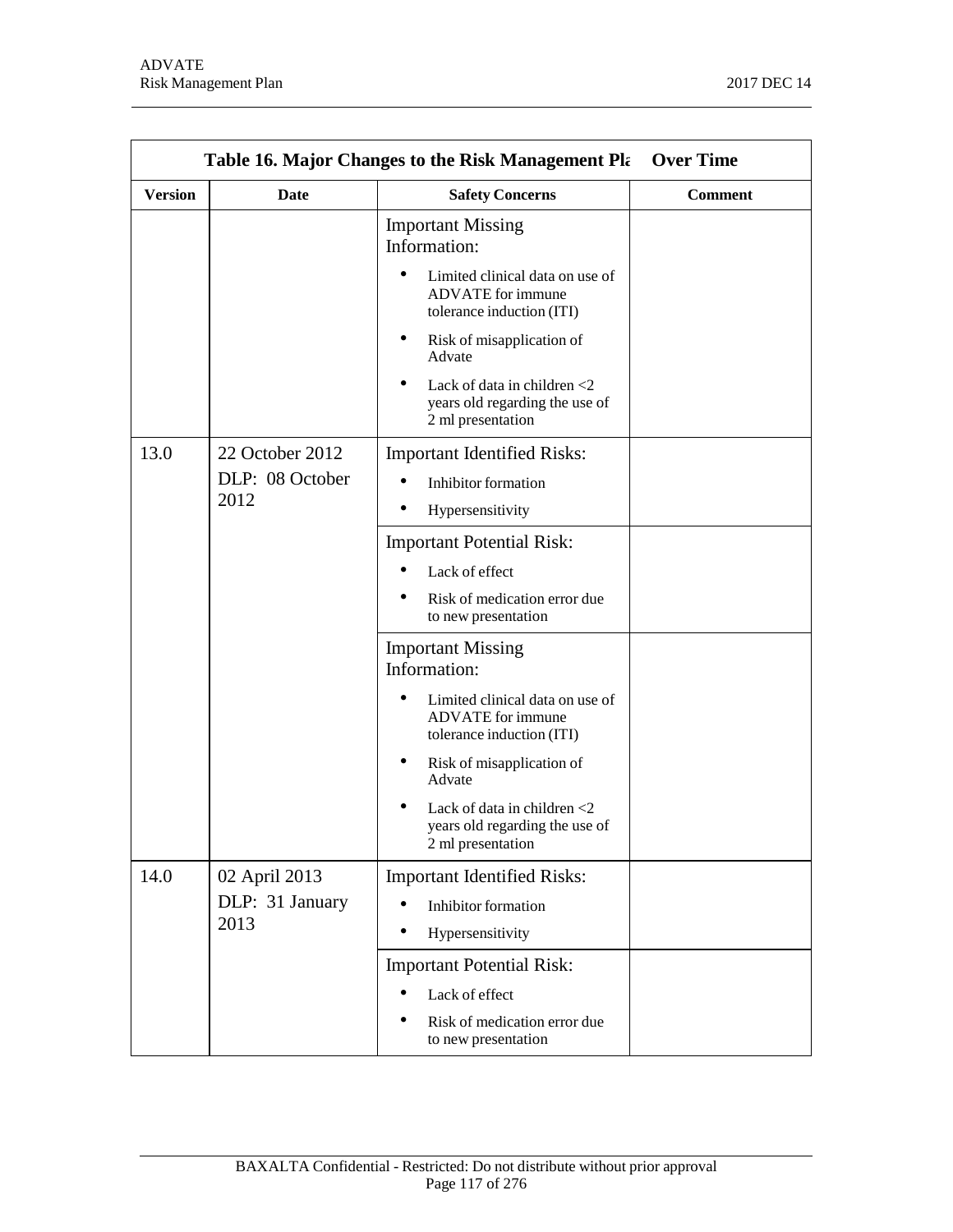| Table 16. Major Changes to the Risk Management Plan Over Time | | | |
|---|---|---|---|
| **Version** | **Date** | **Safety Concerns** | **Comment** |
| | | Important Missing Information:<br>• Limited clinical data on use of ADVATE for immune tolerance induction (ITI)<br>• Risk of misapplication of Advate<br>• Lack of data in children <2 years old regarding the use of 2 ml presentation | |
| 13.0 | 22 October 2012<br>DLP: 08 October 2012 | Important Identified Risks:<br>• Inhibitor formation<br>• Hypersensitivity | |
| | | Important Potential Risk:<br>• Lack of effect<br>• Risk of medication error due to new presentation | |
| | | Important Missing Information:<br>• Limited clinical data on use of ADVATE for immune tolerance induction (ITI)<br>• Risk of misapplication of Advate<br>• Lack of data in children <2 years old regarding the use of 2 ml presentation | |
| 14.0 | 02 April 2013<br>DLP: 31 January 2013 | Important Identified Risks:<br>• Inhibitor formation<br>• Hypersensitivity | |
| | | Important Potential Risk:<br>• Lack of effect<br>• Risk of medication error due to new presentation | |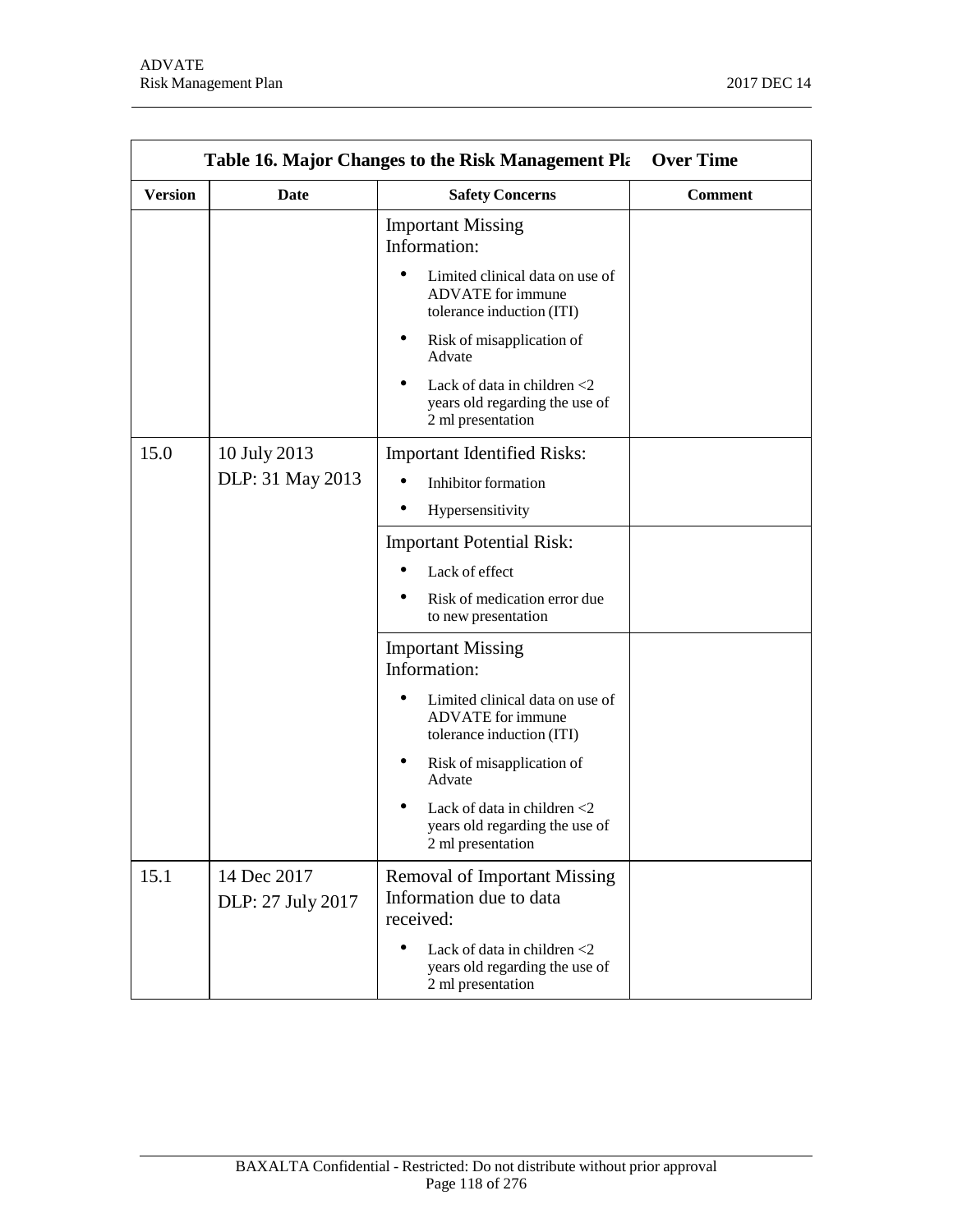**Table 16. Major Changes to the Risk Management Plan Over Time**

| Version | Date | Safety Concerns | Comment |
|---|---|---|---|
| | | Important Missing Information:<br>• Limited clinical data on use of ADVATE for immune tolerance induction (ITI)<br>• Risk of misapplication of Advate<br>• Lack of data in children <2 years old regarding the use of 2 ml presentation | |
| 15.0 | 10 July 2013<br>DLP: 31 May 2013 | Important Identified Risks:<br>• Inhibitor formation<br>• Hypersensitivity | |
| | | Important Potential Risk:<br>• Lack of effect<br>• Risk of medication error due to new presentation | |
| | | Important Missing Information:<br>• Limited clinical data on use of ADVATE for immune tolerance induction (ITI)<br>• Risk of misapplication of Advate<br>• Lack of data in children <2 years old regarding the use of 2 ml presentation | |
| 15.1 | 14 Dec 2017<br>DLP: 27 July 2017 | Removal of Important Missing Information due to data received:<br>• Lack of data in children <2 years old regarding the use of 2 ml presentation | |